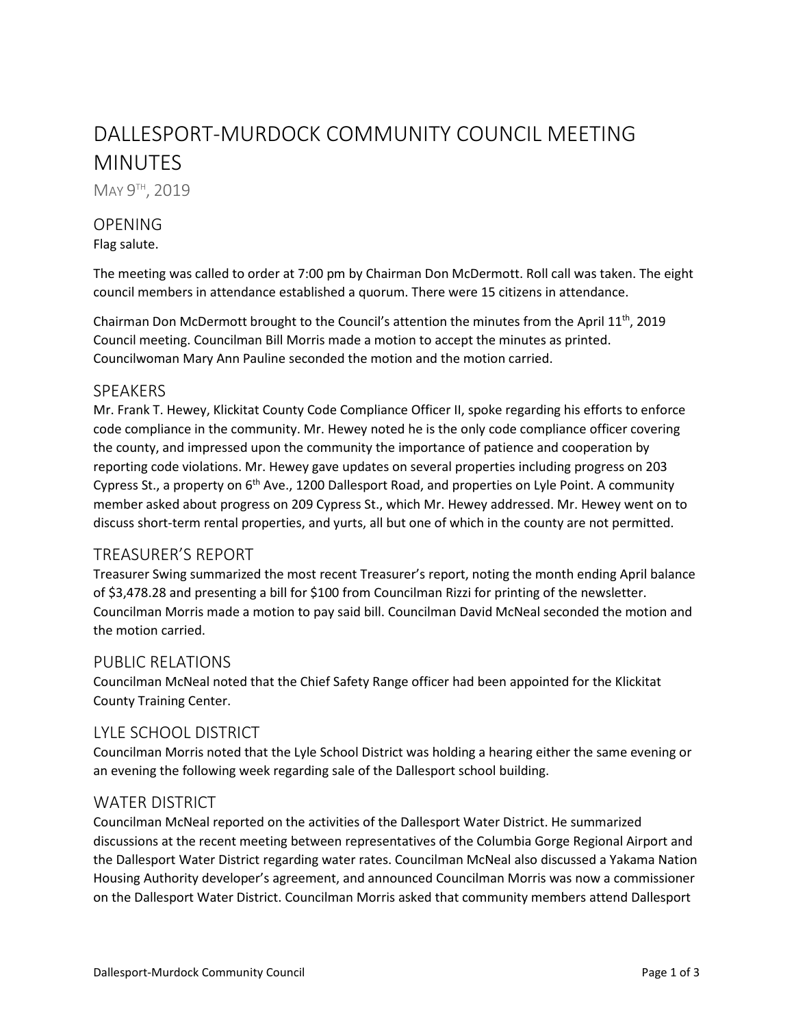# DALLESPORT-MURDOCK COMMUNITY COUNCIL MEETING MINUTES

MAY 9TH, 2019

## OPENING

Flag salute.

The meeting was called to order at 7:00 pm by Chairman Don McDermott. Roll call was taken. The eight council members in attendance established a quorum. There were 15 citizens in attendance.

Chairman Don McDermott brought to the Council's attention the minutes from the April 11th, 2019 Council meeting. Councilman Bill Morris made a motion to accept the minutes as printed. Councilwoman Mary Ann Pauline seconded the motion and the motion carried.

## SPEAKERS

Mr. Frank T. Hewey, Klickitat County Code Compliance Officer II, spoke regarding his efforts to enforce code compliance in the community. Mr. Hewey noted he is the only code compliance officer covering the county, and impressed upon the community the importance of patience and cooperation by reporting code violations. Mr. Hewey gave updates on several properties including progress on 203 Cypress St., a property on 6th Ave., 1200 Dallesport Road, and properties on Lyle Point. A community member asked about progress on 209 Cypress St., which Mr. Hewey addressed. Mr. Hewey went on to discuss short-term rental properties, and yurts, all but one of which in the county are not permitted.

## TREASURER'S REPORT

Treasurer Swing summarized the most recent Treasurer's report, noting the month ending April balance of $3,478.28 and presenting a bill for $100 from Councilman Rizzi for printing of the newsletter. Councilman Morris made a motion to pay said bill. Councilman David McNeal seconded the motion and the motion carried.

## PUBLIC RELATIONS

Councilman McNeal noted that the Chief Safety Range officer had been appointed for the Klickitat County Training Center.

## LYLE SCHOOL DISTRICT

Councilman Morris noted that the Lyle School District was holding a hearing either the same evening or an evening the following week regarding sale of the Dallesport school building.

## WATER DISTRICT

Councilman McNeal reported on the activities of the Dallesport Water District. He summarized discussions at the recent meeting between representatives of the Columbia Gorge Regional Airport and the Dallesport Water District regarding water rates. Councilman McNeal also discussed a Yakama Nation Housing Authority developer's agreement, and announced Councilman Morris was now a commissioner on the Dallesport Water District. Councilman Morris asked that community members attend Dallesport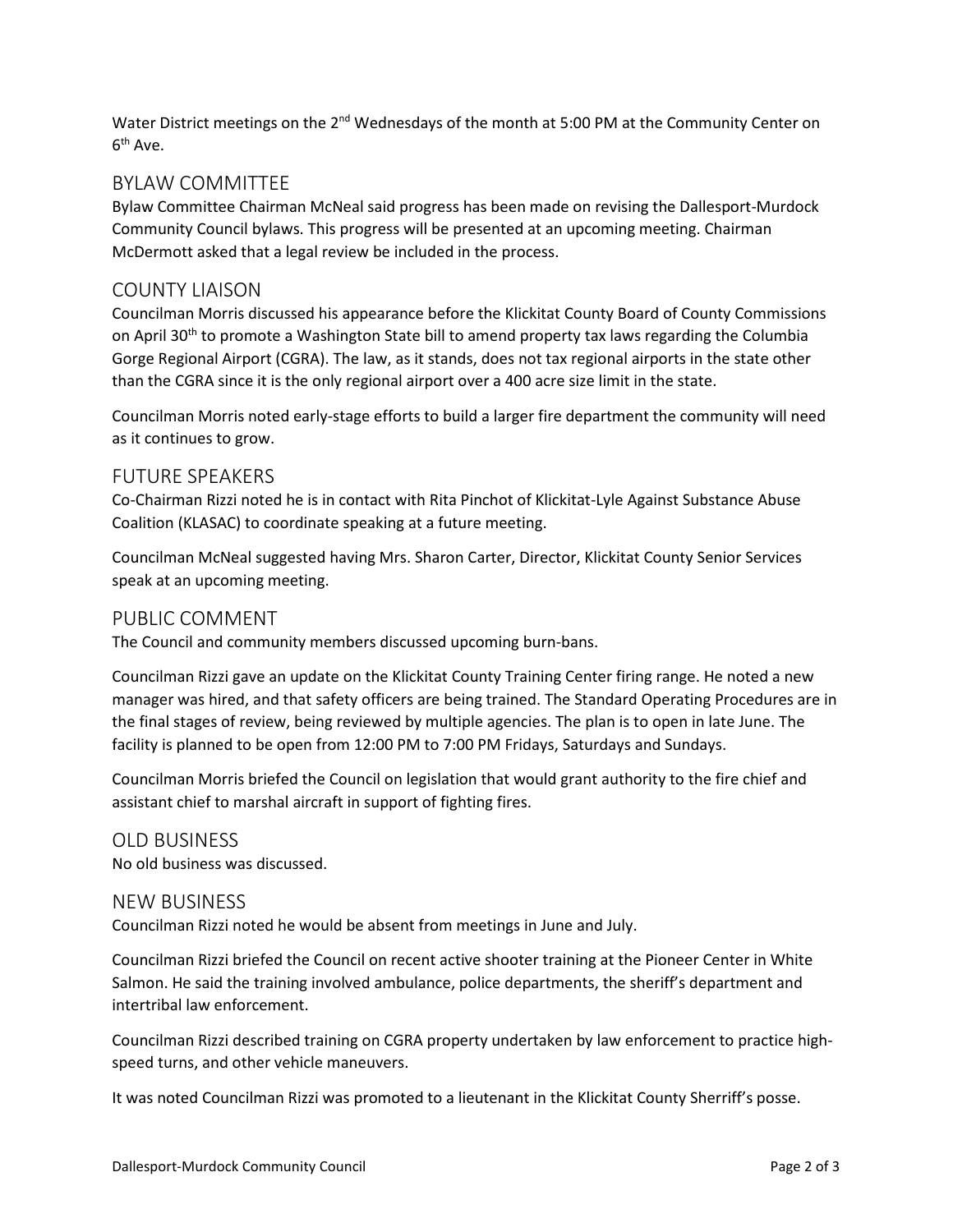Water District meetings on the 2nd Wednesdays of the month at 5:00 PM at the Community Center on 6th Ave.

## BYLAW COMMITTEE

Bylaw Committee Chairman McNeal said progress has been made on revising the Dallesport-Murdock Community Council bylaws. This progress will be presented at an upcoming meeting. Chairman McDermott asked that a legal review be included in the process.

## COUNTY LIAISON

Councilman Morris discussed his appearance before the Klickitat County Board of County Commissions on April 30th to promote a Washington State bill to amend property tax laws regarding the Columbia Gorge Regional Airport (CGRA). The law, as it stands, does not tax regional airports in the state other than the CGRA since it is the only regional airport over a 400 acre size limit in the state.

Councilman Morris noted early-stage efforts to build a larger fire department the community will need as it continues to grow.

## FUTURE SPEAKERS

Co-Chairman Rizzi noted he is in contact with Rita Pinchot of Klickitat-Lyle Against Substance Abuse Coalition (KLASAC) to coordinate speaking at a future meeting.

Councilman McNeal suggested having Mrs. Sharon Carter, Director, Klickitat County Senior Services speak at an upcoming meeting.

## PUBLIC COMMENT

The Council and community members discussed upcoming burn-bans.

Councilman Rizzi gave an update on the Klickitat County Training Center firing range. He noted a new manager was hired, and that safety officers are being trained. The Standard Operating Procedures are in the final stages of review, being reviewed by multiple agencies. The plan is to open in late June. The facility is planned to be open from 12:00 PM to 7:00 PM Fridays, Saturdays and Sundays.

Councilman Morris briefed the Council on legislation that would grant authority to the fire chief and assistant chief to marshal aircraft in support of fighting fires.

## OLD BUSINESS

No old business was discussed.

## NEW BUSINESS

Councilman Rizzi noted he would be absent from meetings in June and July.

Councilman Rizzi briefed the Council on recent active shooter training at the Pioneer Center in White Salmon. He said the training involved ambulance, police departments, the sheriff's department and intertribal law enforcement.

Councilman Rizzi described training on CGRA property undertaken by law enforcement to practice high-speed turns, and other vehicle maneuvers.

It was noted Councilman Rizzi was promoted to a lieutenant in the Klickitat County Sherriff's posse.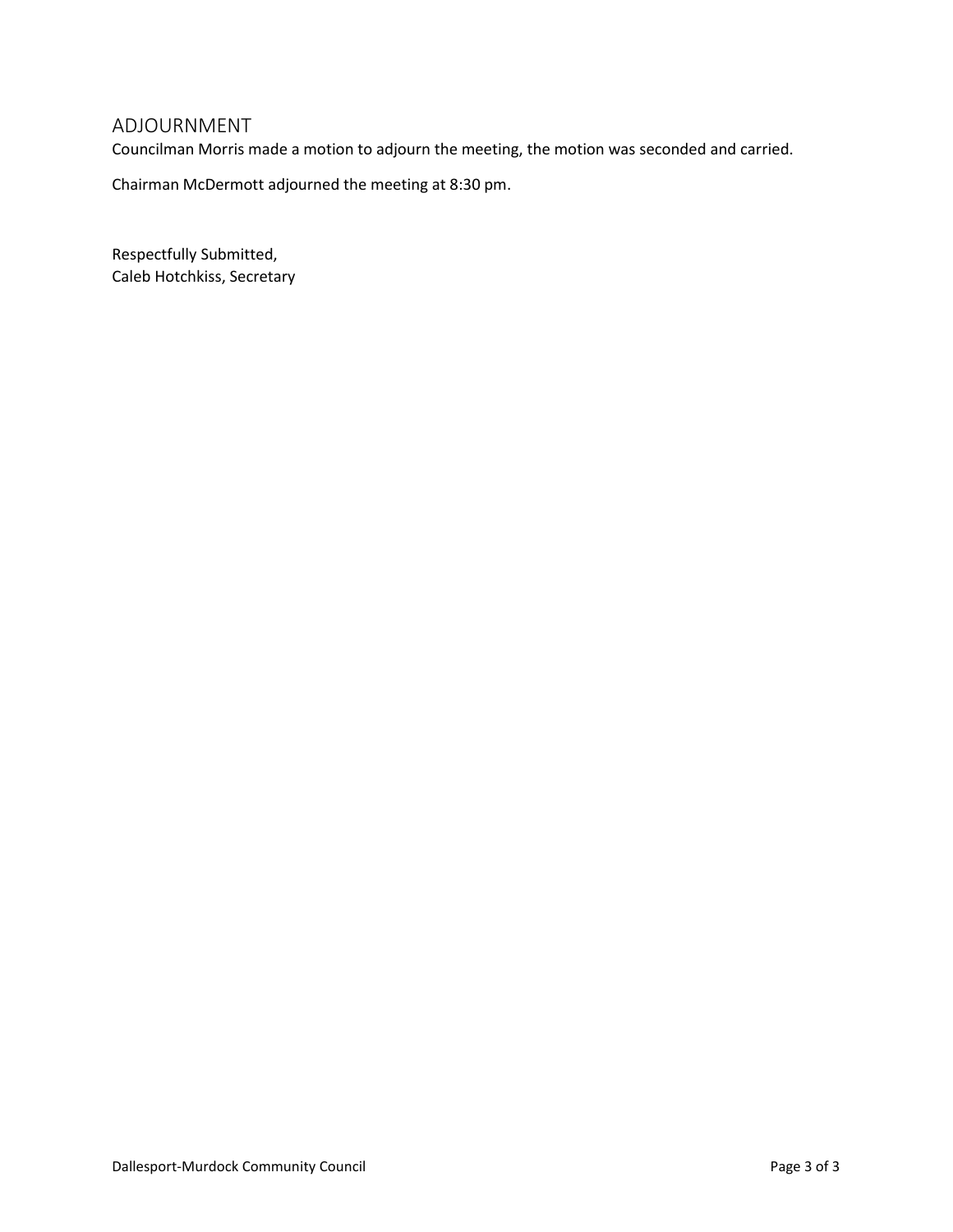## ADJOURNMENT

Councilman Morris made a motion to adjourn the meeting, the motion was seconded and carried.

Chairman McDermott adjourned the meeting at 8:30 pm.

Respectfully Submitted,
Caleb Hotchkiss, Secretary